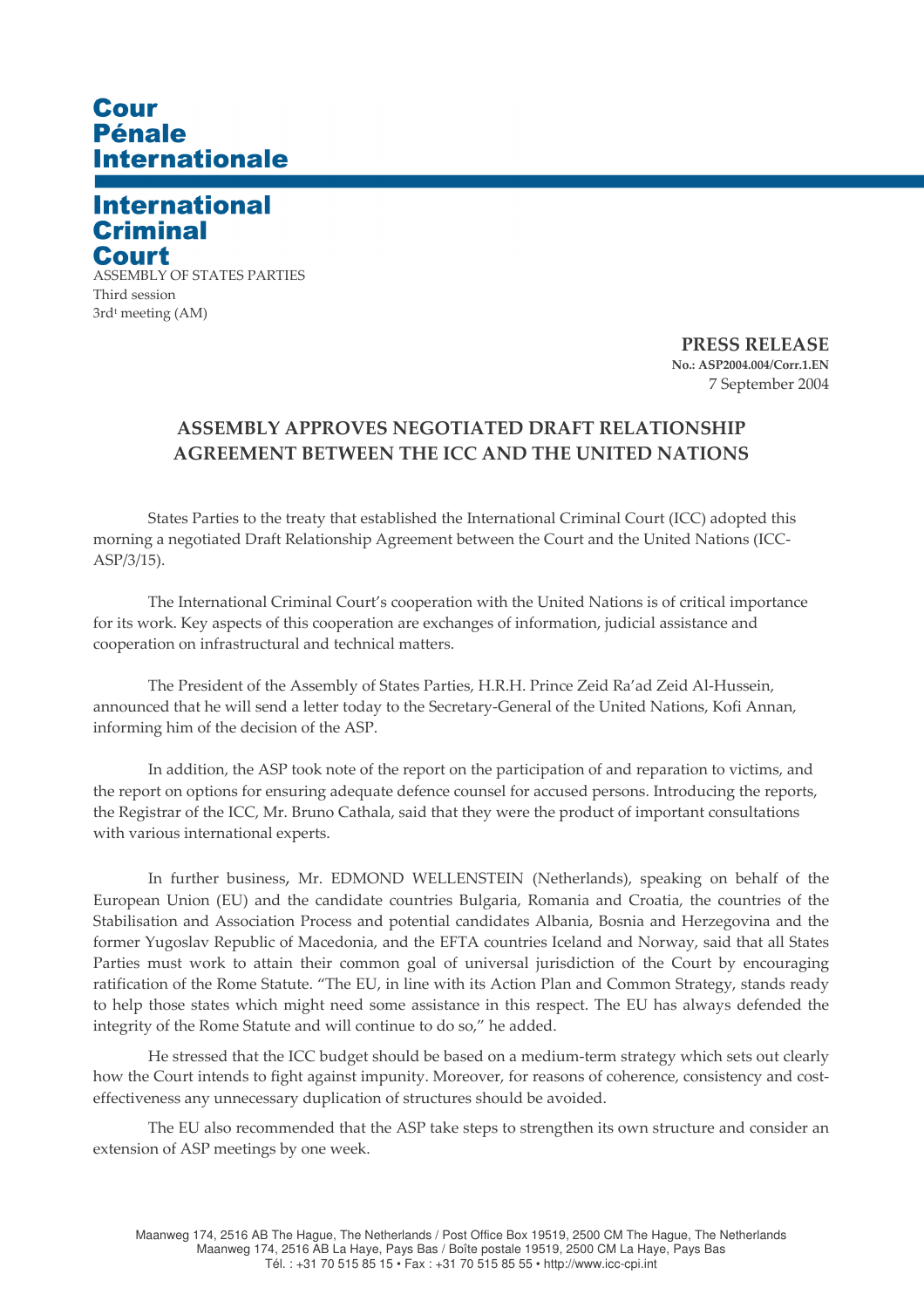# Cour Pénale Internationale

# International Criminal Court

ASSEMBLY OF STATES PARTIES
Third session
3rd[1] meeting (AM)

**PRESS RELEASE**
**No.: ASP2004.004/Corr.1.EN**
7 September 2004

## ASSEMBLY APPROVES NEGOTIATED DRAFT RELATIONSHIP AGREEMENT BETWEEN THE ICC AND THE UNITED NATIONS

States Parties to the treaty that established the International Criminal Court (ICC) adopted this morning a negotiated Draft Relationship Agreement between the Court and the United Nations (ICC-ASP/3/15).

The International Criminal Court's cooperation with the United Nations is of critical importance for its work. Key aspects of this cooperation are exchanges of information, judicial assistance and cooperation on infrastructural and technical matters.

The President of the Assembly of States Parties, H.R.H. Prince Zeid Ra'ad Zeid Al-Hussein, announced that he will send a letter today to the Secretary-General of the United Nations, Kofi Annan, informing him of the decision of the ASP.

In addition, the ASP took note of the report on the participation of and reparation to victims, and the report on options for ensuring adequate defence counsel for accused persons. Introducing the reports, the Registrar of the ICC, Mr. Bruno Cathala, said that they were the product of important consultations with various international experts.

In further business, Mr. EDMOND WELLENSTEIN (Netherlands), speaking on behalf of the European Union (EU) and the candidate countries Bulgaria, Romania and Croatia, the countries of the Stabilisation and Association Process and potential candidates Albania, Bosnia and Herzegovina and the former Yugoslav Republic of Macedonia, and the EFTA countries Iceland and Norway, said that all States Parties must work to attain their common goal of universal jurisdiction of the Court by encouraging ratification of the Rome Statute. "The EU, in line with its Action Plan and Common Strategy, stands ready to help those states which might need some assistance in this respect. The EU has always defended the integrity of the Rome Statute and will continue to do so," he added.

He stressed that the ICC budget should be based on a medium-term strategy which sets out clearly how the Court intends to fight against impunity. Moreover, for reasons of coherence, consistency and cost-effectiveness any unnecessary duplication of structures should be avoided.

The EU also recommended that the ASP take steps to strengthen its own structure and consider an extension of ASP meetings by one week.

Maanweg 174, 2516 AB The Hague, The Netherlands / Post Office Box 19519, 2500 CM The Hague, The Netherlands
Maanweg 174, 2516 AB La Haye, Pays Bas / Boîte postale 19519, 2500 CM La Haye, Pays Bas
Tél. : +31 70 515 85 15 • Fax : +31 70 515 85 55 • http://www.icc-cpi.int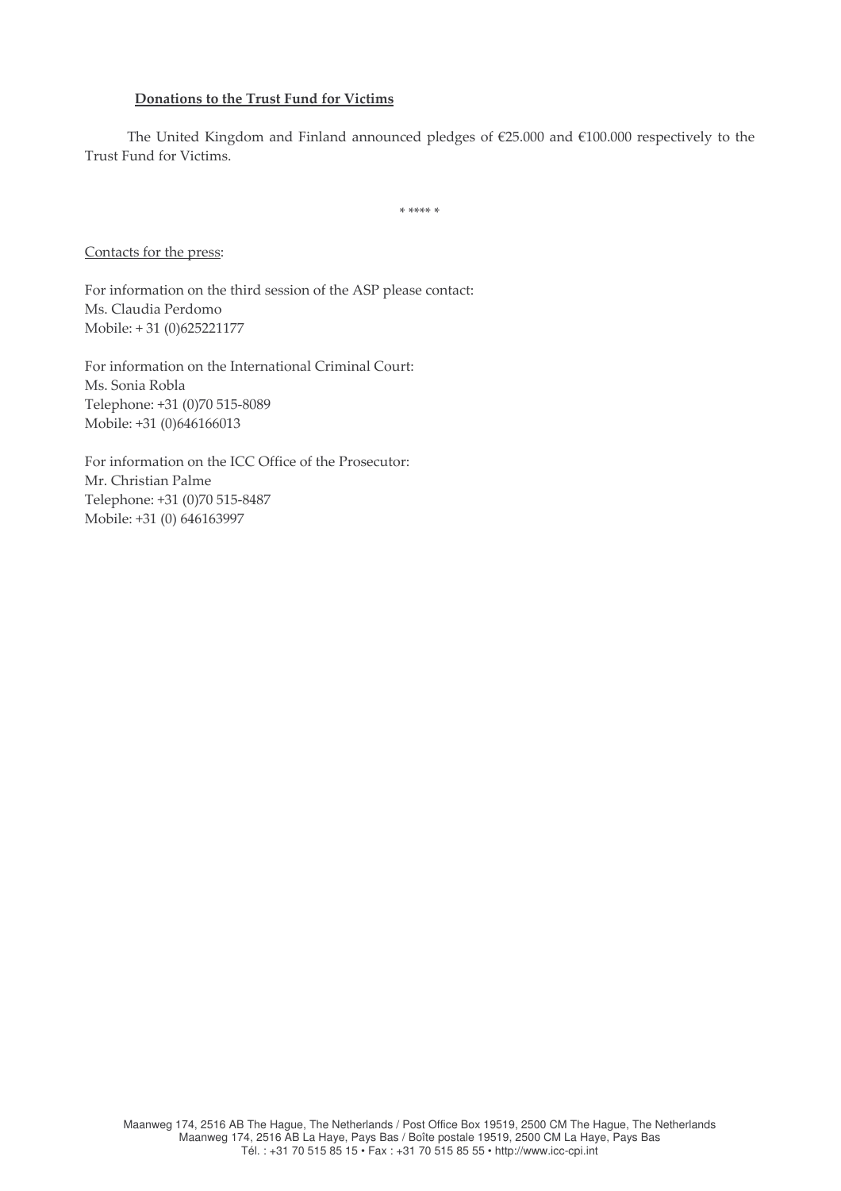**<u>Donations to the Trust Fund for Victims</u>**

The United Kingdom and Finland announced pledges of €25.000 and €100.000 respectively to the Trust Fund for Victims.

\* \*\*\*\* \*

<u>Contacts for the press</u>:

For information on the third session of the ASP please contact:
Ms. Claudia Perdomo
Mobile: + 31 (0)625221177

For information on the International Criminal Court:
Ms. Sonia Robla
Telephone: +31 (0)70 515-8089
Mobile: +31 (0)646166013

For information on the ICC Office of the Prosecutor:
Mr. Christian Palme
Telephone: +31 (0)70 515-8487
Mobile: +31 (0) 646163997